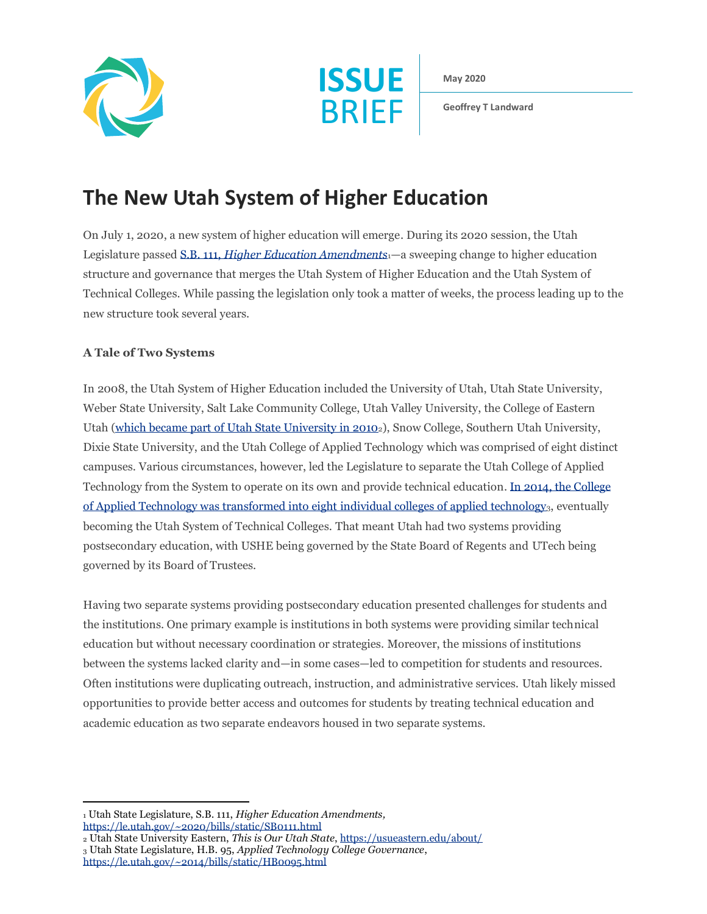ISSUE BRIEF

May 2020

Geoffrey T Landward

# The New Utah System of Higher Education

On July 1, 2020, a new system of higher education will emerge. During its 2020 session, the Utah Legislature passed [S.B. 111, *Higher Education Amendments*](https://le.utah.gov/~2020/bills/static/SB0111.html)[1]—a sweeping change to higher education structure and governance that merges the Utah System of Higher Education and the Utah System of Technical Colleges. While passing the legislation only took a matter of weeks, the process leading up to the new structure took several years.

### A Tale of Two Systems

In 2008, the Utah System of Higher Education included the University of Utah, Utah State University, Weber State University, Salt Lake Community College, Utah Valley University, the College of Eastern Utah ([which became part of Utah State University in 2010](https://usueastern.edu/about/)[2]), Snow College, Southern Utah University, Dixie State University, and the Utah College of Applied Technology which was comprised of eight distinct campuses. Various circumstances, however, led the Legislature to separate the Utah College of Applied Technology from the System to operate on its own and provide technical education. [In 2014, the College of Applied Technology was transformed into eight individual colleges of applied technology](https://le.utah.gov/~2014/bills/static/HB0095.html)[3], eventually becoming the Utah System of Technical Colleges. That meant Utah had two systems providing postsecondary education, with USHE being governed by the State Board of Regents and UTech being governed by its Board of Trustees.

Having two separate systems providing postsecondary education presented challenges for students and the institutions. One primary example is institutions in both systems were providing similar technical education but without necessary coordination or strategies. Moreover, the missions of institutions between the systems lacked clarity and—in some cases—led to competition for students and resources. Often institutions were duplicating outreach, instruction, and administrative services. Utah likely missed opportunities to provide better access and outcomes for students by treating technical education and academic education as two separate endeavors housed in two separate systems.

---

[1] Utah State Legislature, S.B. 111, *Higher Education Amendments*, https://le.utah.gov/~2020/bills/static/SB0111.html

[2] Utah State University Eastern, *This is Our Utah State*, https://usueastern.edu/about/

[3] Utah State Legislature, H.B. 95, *Applied Technology College Governance*, https://le.utah.gov/~2014/bills/static/HB0095.html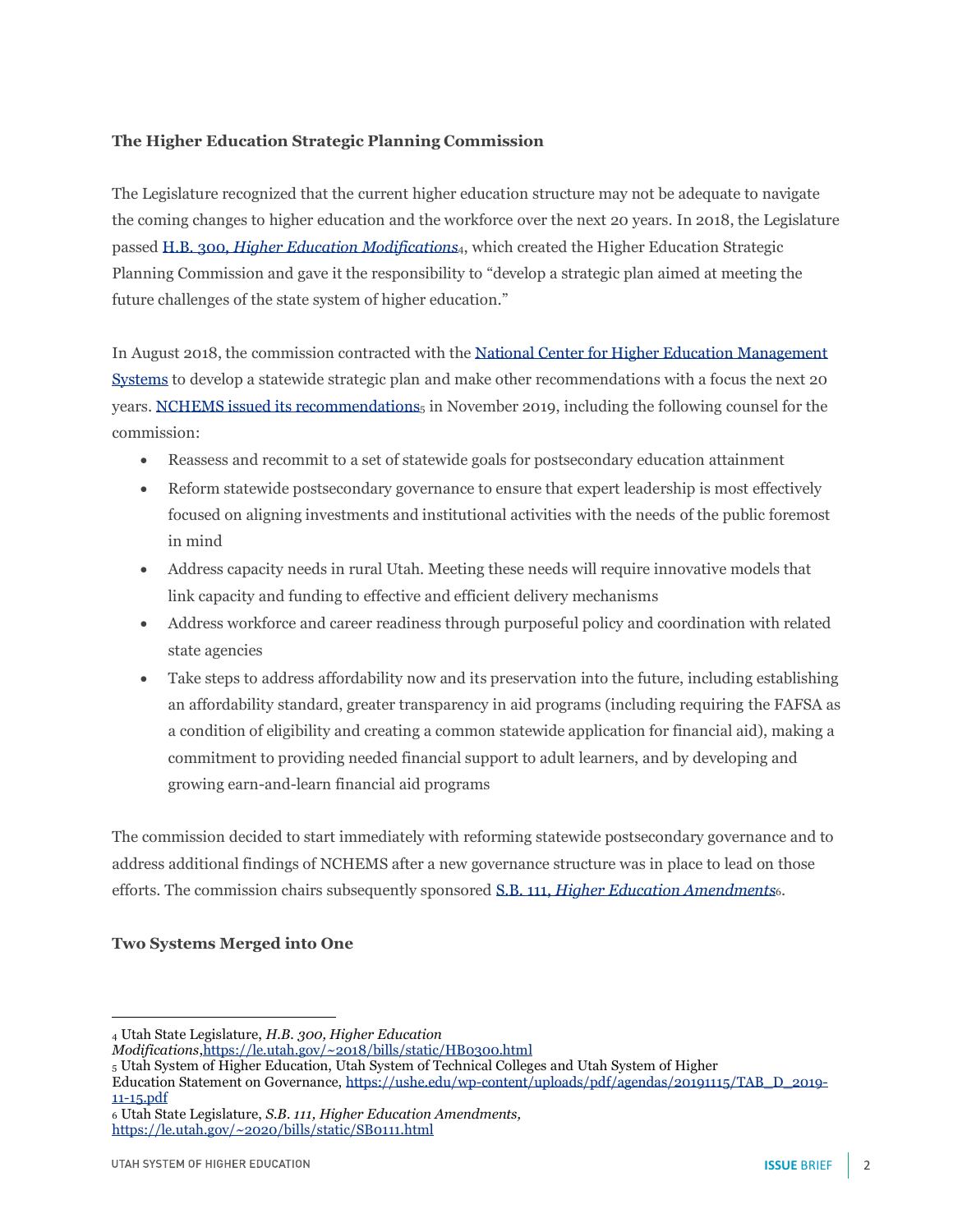### The Higher Education Strategic Planning Commission

The Legislature recognized that the current higher education structure may not be adequate to navigate the coming changes to higher education and the workforce over the next 20 years. In 2018, the Legislature passed [H.B. 300, *Higher Education Modifications*](https://le.utah.gov/~2018/bills/static/HB0300.html)[4], which created the Higher Education Strategic Planning Commission and gave it the responsibility to "develop a strategic plan aimed at meeting the future challenges of the state system of higher education."

In August 2018, the commission contracted with the National Center for Higher Education Management Systems to develop a statewide strategic plan and make other recommendations with a focus the next 20 years. [NCHEMS issued its recommendations](https://ushe.edu/wp-content/uploads/pdf/agendas/20191115/TAB_D_2019-11-15.pdf)[5] in November 2019, including the following counsel for the commission:

- Reassess and recommit to a set of statewide goals for postsecondary education attainment
- Reform statewide postsecondary governance to ensure that expert leadership is most effectively focused on aligning investments and institutional activities with the needs of the public foremost in mind
- Address capacity needs in rural Utah. Meeting these needs will require innovative models that link capacity and funding to effective and efficient delivery mechanisms
- Address workforce and career readiness through purposeful policy and coordination with related state agencies
- Take steps to address affordability now and its preservation into the future, including establishing an affordability standard, greater transparency in aid programs (including requiring the FAFSA as a condition of eligibility and creating a common statewide application for financial aid), making a commitment to providing needed financial support to adult learners, and by developing and growing earn-and-learn financial aid programs

The commission decided to start immediately with reforming statewide postsecondary governance and to address additional findings of NCHEMS after a new governance structure was in place to lead on those efforts. The commission chairs subsequently sponsored [S.B. 111, *Higher Education Amendments*](https://le.utah.gov/~2020/bills/static/SB0111.html)[6].

### Two Systems Merged into One

---

[4] Utah State Legislature, *H.B. 300, Higher Education Modifications*, https://le.utah.gov/~2018/bills/static/HB0300.html

[5] Utah System of Higher Education, Utah System of Technical Colleges and Utah System of Higher Education Statement on Governance, https://ushe.edu/wp-content/uploads/pdf/agendas/20191115/TAB_D_2019-11-15.pdf

[6] Utah State Legislature, *S.B. 111, Higher Education Amendments,* https://le.utah.gov/~2020/bills/static/SB0111.html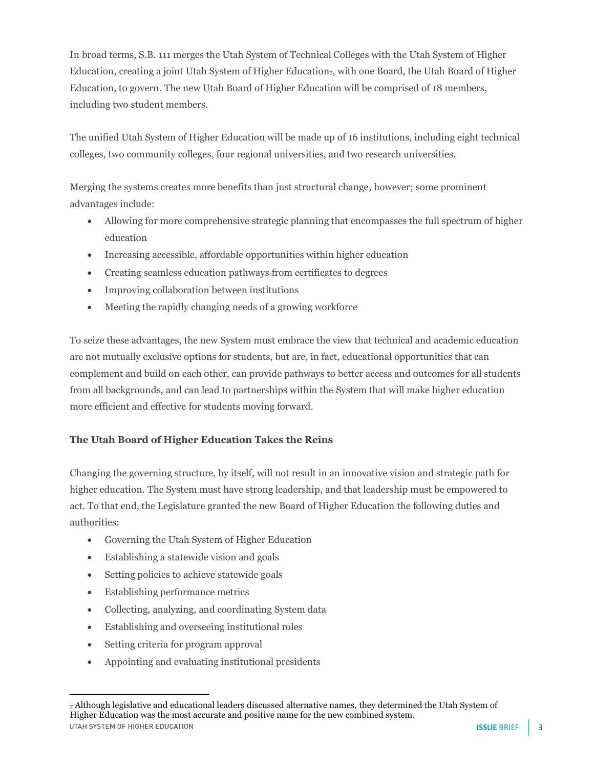In broad terms, S.B. 111 merges the Utah System of Technical Colleges with the Utah System of Higher Education, creating a joint Utah System of Higher Education[7], with one Board, the Utah Board of Higher Education, to govern. The new Utah Board of Higher Education will be comprised of 18 members, including two student members.

The unified Utah System of Higher Education will be made up of 16 institutions, including eight technical colleges, two community colleges, four regional universities, and two research universities.

Merging the systems creates more benefits than just structural change, however; some prominent advantages include:

- Allowing for more comprehensive strategic planning that encompasses the full spectrum of higher education
- Increasing accessible, affordable opportunities within higher education
- Creating seamless education pathways from certificates to degrees
- Improving collaboration between institutions
- Meeting the rapidly changing needs of a growing workforce

To seize these advantages, the new System must embrace the view that technical and academic education are not mutually exclusive options for students, but are, in fact, educational opportunities that can complement and build on each other, can provide pathways to better access and outcomes for all students from all backgrounds, and can lead to partnerships within the System that will make higher education more efficient and effective for students moving forward.

**The Utah Board of Higher Education Takes the Reins**

Changing the governing structure, by itself, will not result in an innovative vision and strategic path for higher education. The System must have strong leadership, and that leadership must be empowered to act. To that end, the Legislature granted the new Board of Higher Education the following duties and authorities:

- Governing the Utah System of Higher Education
- Establishing a statewide vision and goals
- Setting policies to achieve statewide goals
- Establishing performance metrics
- Collecting, analyzing, and coordinating System data
- Establishing and overseeing institutional roles
- Setting criteria for program approval
- Appointing and evaluating institutional presidents

[7] Although legislative and educational leaders discussed alternative names, they determined the Utah System of Higher Education was the most accurate and positive name for the new combined system.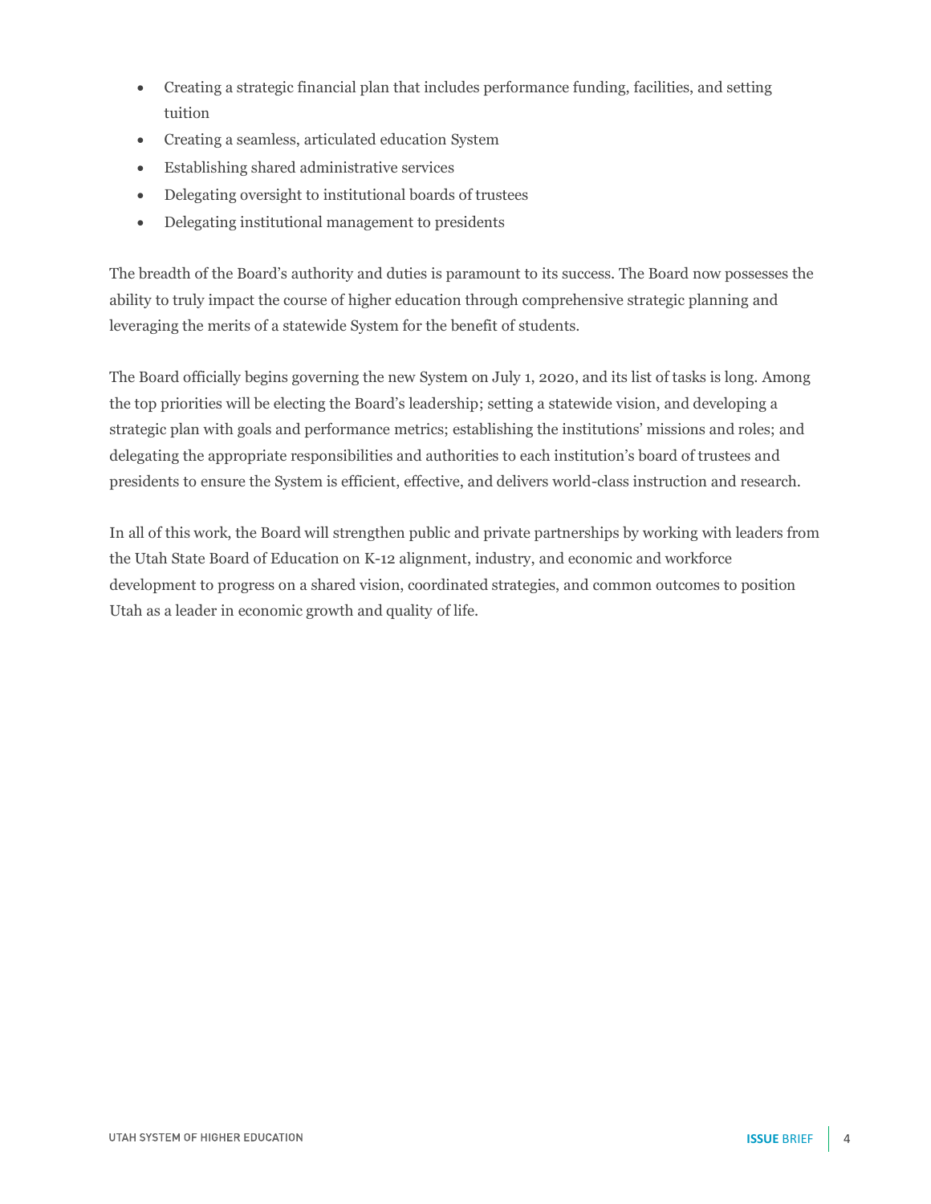- Creating a strategic financial plan that includes performance funding, facilities, and setting tuition
- Creating a seamless, articulated education System
- Establishing shared administrative services
- Delegating oversight to institutional boards of trustees
- Delegating institutional management to presidents

The breadth of the Board's authority and duties is paramount to its success. The Board now possesses the ability to truly impact the course of higher education through comprehensive strategic planning and leveraging the merits of a statewide System for the benefit of students.

The Board officially begins governing the new System on July 1, 2020, and its list of tasks is long. Among the top priorities will be electing the Board's leadership; setting a statewide vision, and developing a strategic plan with goals and performance metrics; establishing the institutions' missions and roles; and delegating the appropriate responsibilities and authorities to each institution's board of trustees and presidents to ensure the System is efficient, effective, and delivers world-class instruction and research.

In all of this work, the Board will strengthen public and private partnerships by working with leaders from the Utah State Board of Education on K-12 alignment, industry, and economic and workforce development to progress on a shared vision, coordinated strategies, and common outcomes to position Utah as a leader in economic growth and quality of life.